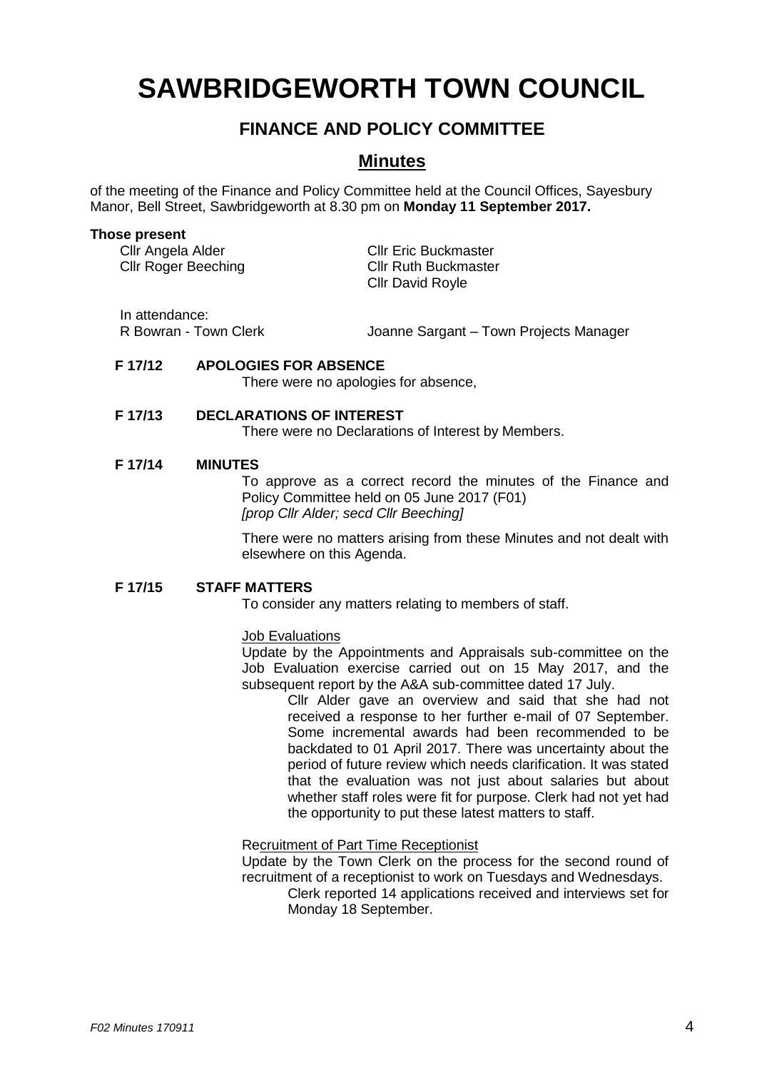# SAWBRIDGEWORTH TOWN COUNCIL

## FINANCE AND POLICY COMMITTEE

## Minutes

of the meeting of the Finance and Policy Committee held at the Council Offices, Sayesbury Manor, Bell Street, Sawbridgeworth at 8.30 pm on **Monday 11 September 2017.**

**Those present**

Cllr Angela Alder
Cllr Roger Beeching
Cllr Eric Buckmaster
Cllr Ruth Buckmaster
Cllr David Royle

In attendance:
R Bowran - Town Clerk
Joanne Sargant – Town Projects Manager

**F 17/12 APOLOGIES FOR ABSENCE**

There were no apologies for absence,

**F 17/13 DECLARATIONS OF INTEREST**

There were no Declarations of Interest by Members.

**F 17/14 MINUTES**

To approve as a correct record the minutes of the Finance and Policy Committee held on 05 June 2017 (F01)
*[prop Cllr Alder; secd Cllr Beeching]*

There were no matters arising from these Minutes and not dealt with elsewhere on this Agenda.

**F 17/15 STAFF MATTERS**

To consider any matters relating to members of staff.

Job Evaluations

Update by the Appointments and Appraisals sub-committee on the Job Evaluation exercise carried out on 15 May 2017, and the subsequent report by the A&A sub-committee dated 17 July.

> Cllr Alder gave an overview and said that she had not received a response to her further e-mail of 07 September. Some incremental awards had been recommended to be backdated to 01 April 2017. There was uncertainty about the period of future review which needs clarification. It was stated that the evaluation was not just about salaries but about whether staff roles were fit for purpose. Clerk had not yet had the opportunity to put these latest matters to staff.

Recruitment of Part Time Receptionist

Update by the Town Clerk on the process for the second round of recruitment of a receptionist to work on Tuesdays and Wednesdays.

> Clerk reported 14 applications received and interviews set for Monday 18 September.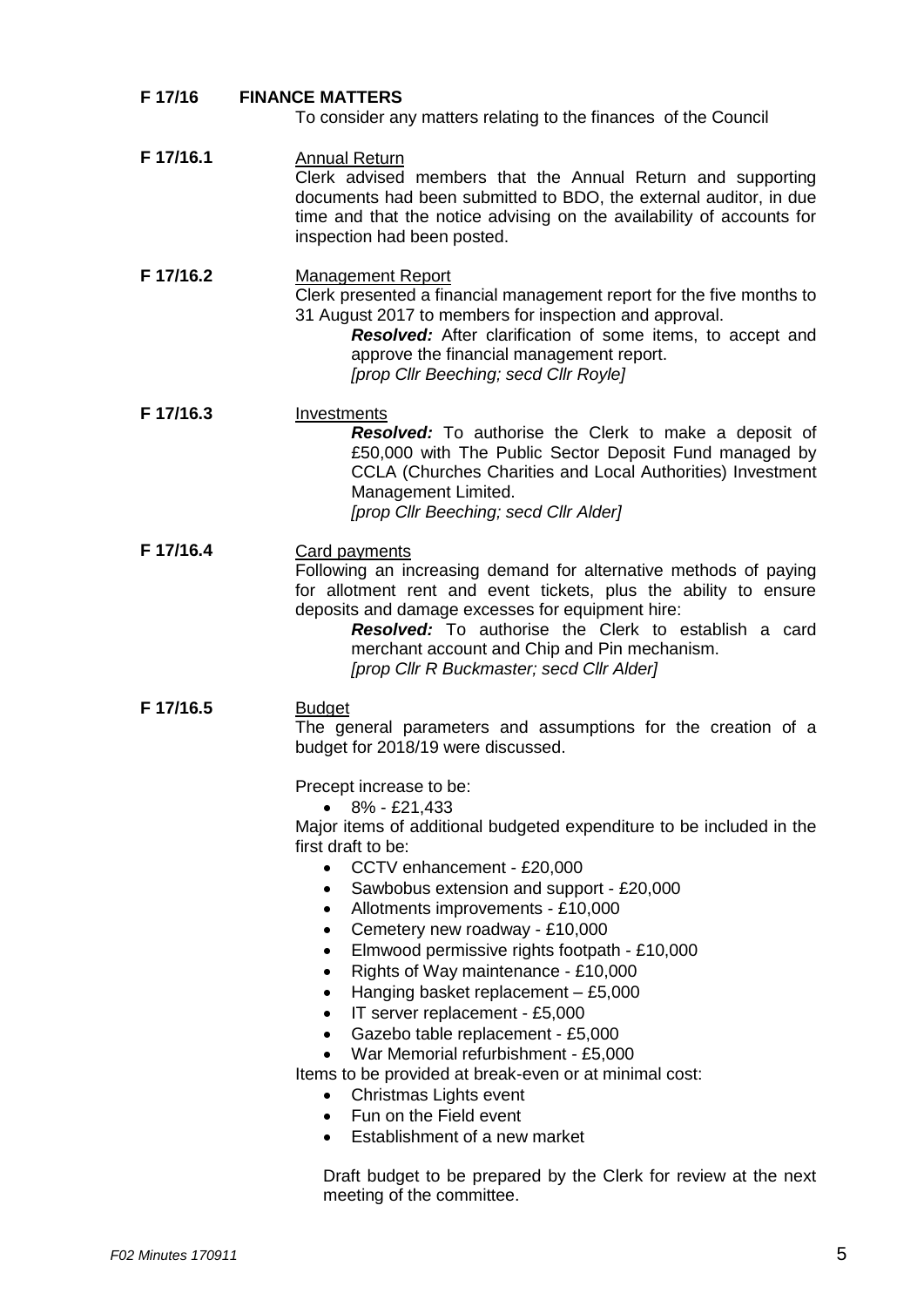**F 17/16 FINANCE MATTERS**

To consider any matters relating to the finances of the Council

**F 17/16.1** Annual Return

Clerk advised members that the Annual Return and supporting documents had been submitted to BDO, the external auditor, in due time and that the notice advising on the availability of accounts for inspection had been posted.

**F 17/16.2** Management Report

Clerk presented a financial management report for the five months to 31 August 2017 to members for inspection and approval.

***Resolved:*** After clarification of some items, to accept and approve the financial management report.
*[prop Cllr Beeching; secd Cllr Royle]*

**F 17/16.3** Investments

***Resolved:*** To authorise the Clerk to make a deposit of £50,000 with The Public Sector Deposit Fund managed by CCLA (Churches Charities and Local Authorities) Investment Management Limited.
*[prop Cllr Beeching; secd Cllr Alder]*

**F 17/16.4** Card payments

Following an increasing demand for alternative methods of paying for allotment rent and event tickets, plus the ability to ensure deposits and damage excesses for equipment hire:

***Resolved:*** To authorise the Clerk to establish a card merchant account and Chip and Pin mechanism.
*[prop Cllr R Buckmaster; secd Cllr Alder]*

**F 17/16.5** Budget

The general parameters and assumptions for the creation of a budget for 2018/19 were discussed.

Precept increase to be:

- 8% - £21,433

Major items of additional budgeted expenditure to be included in the first draft to be:

- CCTV enhancement - £20,000
- Sawbobus extension and support - £20,000
- Allotments improvements - £10,000
- Cemetery new roadway - £10,000
- Elmwood permissive rights footpath - £10,000
- Rights of Way maintenance - £10,000
- Hanging basket replacement – £5,000
- IT server replacement - £5,000
- Gazebo table replacement - £5,000
- War Memorial refurbishment - £5,000

Items to be provided at break-even or at minimal cost:

- Christmas Lights event
- Fun on the Field event
- Establishment of a new market

Draft budget to be prepared by the Clerk for review at the next meeting of the committee.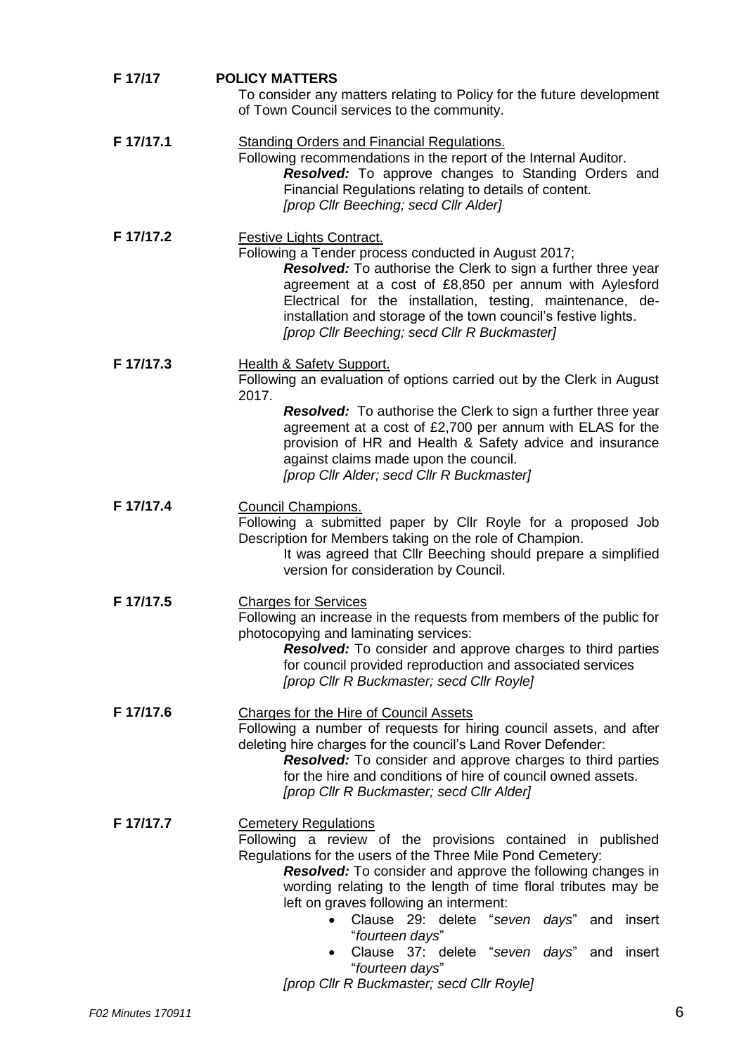**F 17/17** **POLICY MATTERS**

To consider any matters relating to Policy for the future development of Town Council services to the community.

**F 17/17.1** Standing Orders and Financial Regulations.

Following recommendations in the report of the Internal Auditor.

***Resolved:*** To approve changes to Standing Orders and Financial Regulations relating to details of content.
*[prop Cllr Beeching; secd Cllr Alder]*

**F 17/17.2** Festive Lights Contract.

Following a Tender process conducted in August 2017;

***Resolved:*** To authorise the Clerk to sign a further three year agreement at a cost of £8,850 per annum with Aylesford Electrical for the installation, testing, maintenance, de-installation and storage of the town council's festive lights.
*[prop Cllr Beeching; secd Cllr R Buckmaster]*

**F 17/17.3** Health & Safety Support.

Following an evaluation of options carried out by the Clerk in August 2017.

***Resolved:*** To authorise the Clerk to sign a further three year agreement at a cost of £2,700 per annum with ELAS for the provision of HR and Health & Safety advice and insurance against claims made upon the council.
*[prop Cllr Alder; secd Cllr R Buckmaster]*

**F 17/17.4** Council Champions.

Following a submitted paper by Cllr Royle for a proposed Job Description for Members taking on the role of Champion.

It was agreed that Cllr Beeching should prepare a simplified version for consideration by Council.

**F 17/17.5** Charges for Services

Following an increase in the requests from members of the public for photocopying and laminating services:

***Resolved:*** To consider and approve charges to third parties for council provided reproduction and associated services
*[prop Cllr R Buckmaster; secd Cllr Royle]*

**F 17/17.6** Charges for the Hire of Council Assets

Following a number of requests for hiring council assets, and after deleting hire charges for the council's Land Rover Defender:

***Resolved:*** To consider and approve charges to third parties for the hire and conditions of hire of council owned assets.
*[prop Cllr R Buckmaster; secd Cllr Alder]*

**F 17/17.7** Cemetery Regulations

Following a review of the provisions contained in published Regulations for the users of the Three Mile Pond Cemetery:

***Resolved:*** To consider and approve the following changes in wording relating to the length of time floral tributes may be left on graves following an interment:

- Clause 29: delete "*seven days*" and insert "*fourteen days*"
- Clause 37: delete "*seven days*" and insert "*fourteen days*"

*[prop Cllr R Buckmaster; secd Cllr Royle]*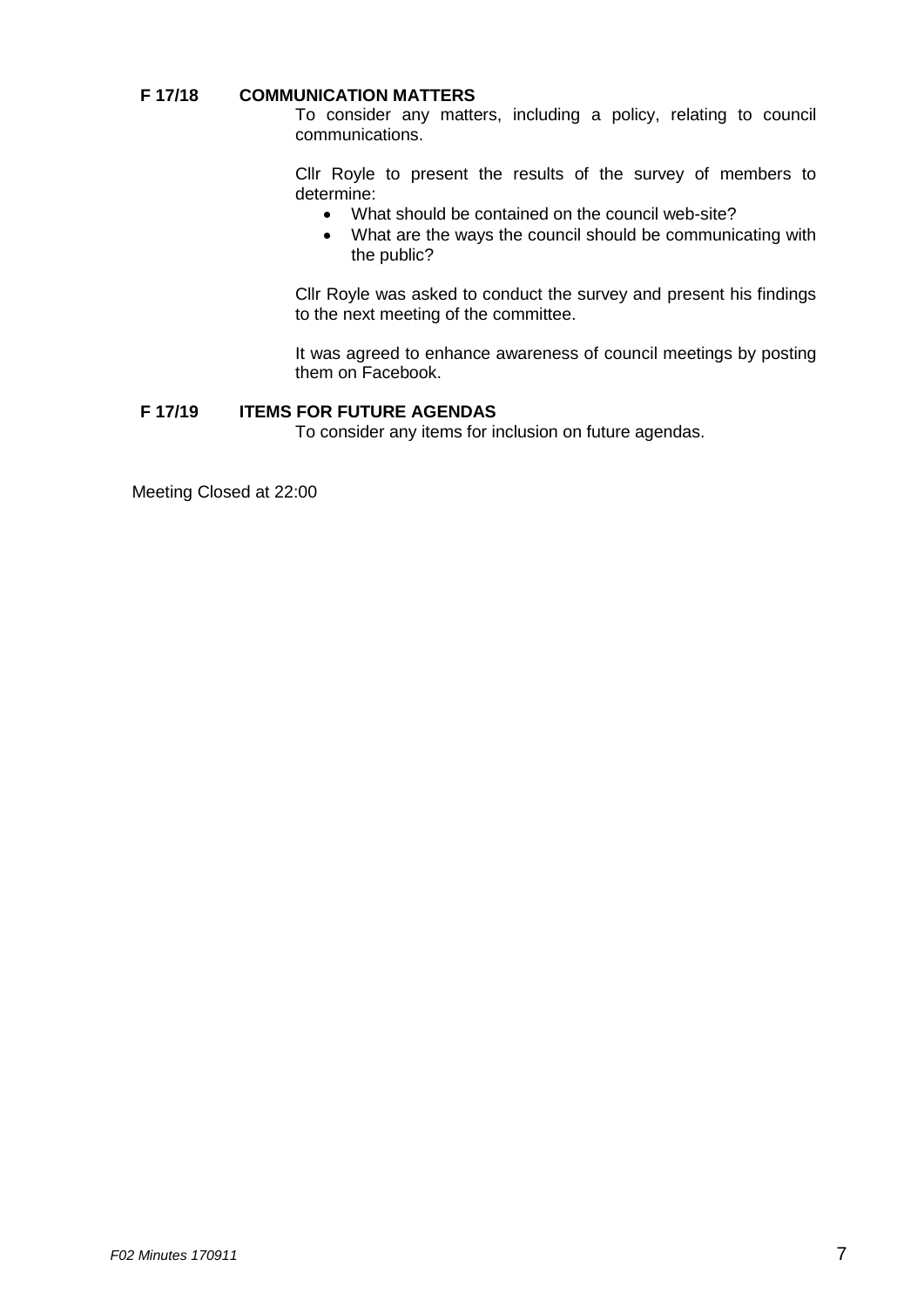**F 17/18 COMMUNICATION MATTERS**

To consider any matters, including a policy, relating to council communications.

Cllr Royle to present the results of the survey of members to determine:

- What should be contained on the council web-site?
- What are the ways the council should be communicating with the public?

Cllr Royle was asked to conduct the survey and present his findings to the next meeting of the committee.

It was agreed to enhance awareness of council meetings by posting them on Facebook.

**F 17/19 ITEMS FOR FUTURE AGENDAS**

To consider any items for inclusion on future agendas.

Meeting Closed at 22:00